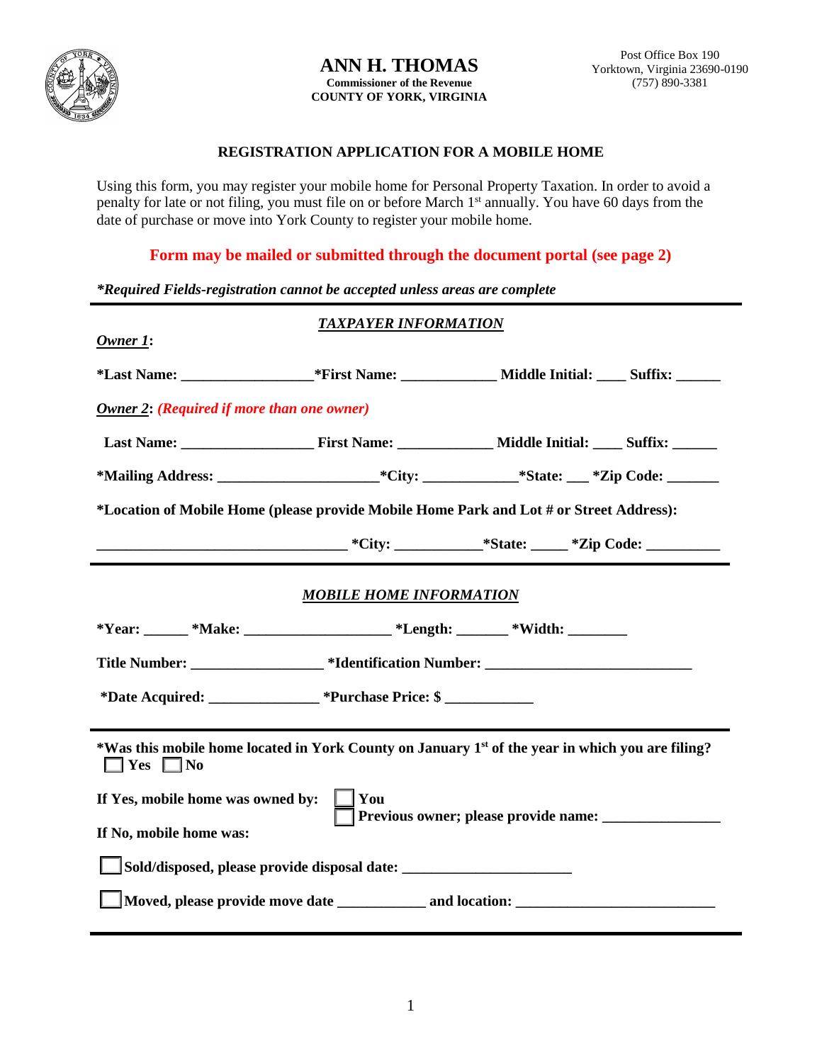**ANN H. THOMAS**
**Commissioner of the Revenue**
**COUNTY OF YORK, VIRGINIA**

Post Office Box 190
Yorktown, Virginia 23690-0190
(757) 890-3381

## REGISTRATION APPLICATION FOR A MOBILE HOME

Using this form, you may register your mobile home for Personal Property Taxation. In order to avoid a penalty for late or not filing, you must file on or before March 1st annually. You have 60 days from the date of purchase or move into York County to register your mobile home.

**Form may be mailed or submitted through the document portal (see page 2)**

***Required Fields-registration cannot be accepted unless areas are complete**

---

### *TAXPAYER INFORMATION*

***Owner 1*:**

***Last Name:** _________________ ***First Name:** ____________ **Middle Initial:** ____ **Suffix:** ______

***Owner 2*: *(Required if more than one owner)***

**Last Name:** _________________ **First Name:** ____________ **Middle Initial:** ____ **Suffix:** ______

***Mailing Address:** _____________________ ***City:** ____________ ***State:** ___ ***Zip Code:** _______

***Location of Mobile Home (please provide Mobile Home Park and Lot # or Street Address):**

_________________________________ ***City:** ___________ ***State:** _____ ***Zip Code:** _________

---

### *MOBILE HOME INFORMATION*

***Year:** ______ ***Make:** ___________________ ***Length:** _______ ***Width:** ________

**Title Number:** _________________ ***Identification Number:** ___________________________

***Date Acquired:** ______________ ***Purchase Price: $** ___________

---

***Was this mobile home located in York County on January 1st of the year in which you are filing?**
☐ **Yes** ☐ **No**

**If Yes, mobile home was owned by:** ☐ **You**
☐ **Previous owner; please provide name:** _______________

**If No, mobile home was:**

☐ **Sold/disposed, please provide disposal date:** ______________________

☐ **Moved, please provide move date** ___________ **and location:** ___________________________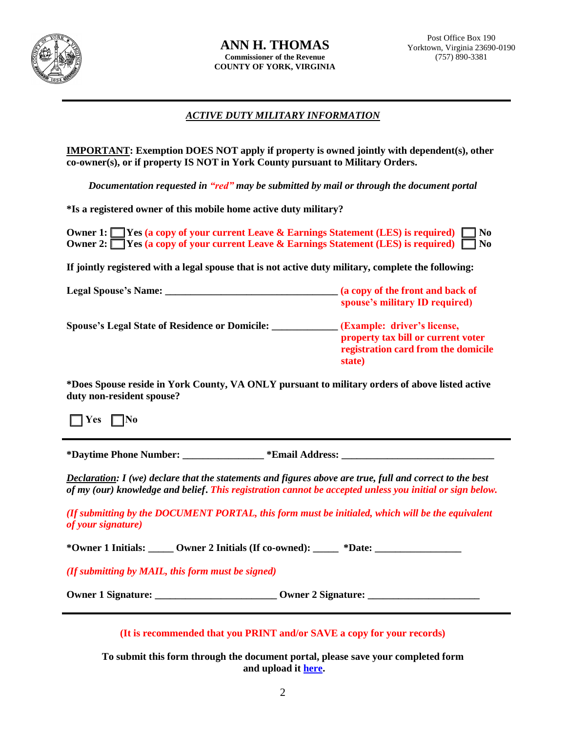**ANN H. THOMAS**
**Commissioner of the Revenue**
**COUNTY OF YORK, VIRGINIA**

Post Office Box 190
Yorktown, Virginia 23690-0190
(757) 890-3381

---

## *ACTIVE DUTY MILITARY INFORMATION*

**IMPORTANT: Exemption DOES NOT apply if property is owned jointly with dependent(s), other co-owner(s), or if property IS NOT in York County pursuant to Military Orders.**

***Documentation requested in "red" may be submitted by mail or through the document portal***

**\*Is a registered owner of this mobile home active duty military?**

**Owner 1: ☐ Yes (a copy of your current Leave & Earnings Statement (LES) is required) ☐ No**
**Owner 2: ☐ Yes (a copy of your current Leave & Earnings Statement (LES) is required) ☐ No**

**If jointly registered with a legal spouse that is not active duty military, complete the following:**

**Legal Spouse's Name: ___________________________________ (a copy of the front and back of spouse's military ID required)**

**Spouse's Legal State of Residence or Domicile: _____________ (Example: driver's license, property tax bill or current voter registration card from the domicile state)**

**\*Does Spouse reside in York County, VA ONLY pursuant to military orders of above listed active duty non-resident spouse?**

**☐ Yes ☐ No**

---

**\*Daytime Phone Number: ________________ \*Email Address: _______________________________**

***Declaration: I (we) declare that the statements and figures above are true, full and correct to the best of my (our) knowledge and belief. This registration cannot be accepted unless you initial or sign below.***

***(If submitting by the DOCUMENT PORTAL, this form must be initialed, which will be the equivalent of your signature)***

**\*Owner 1 Initials: _____ Owner 2 Initials (If co-owned): _____ \*Date: _________________**

***(If submitting by MAIL, this form must be signed)***

**Owner 1 Signature: ________________________ Owner 2 Signature: ______________________**

---

**(It is recommended that you PRINT and/or SAVE a copy for your records)**

**To submit this form through the document portal, please save your completed form and upload it here.**